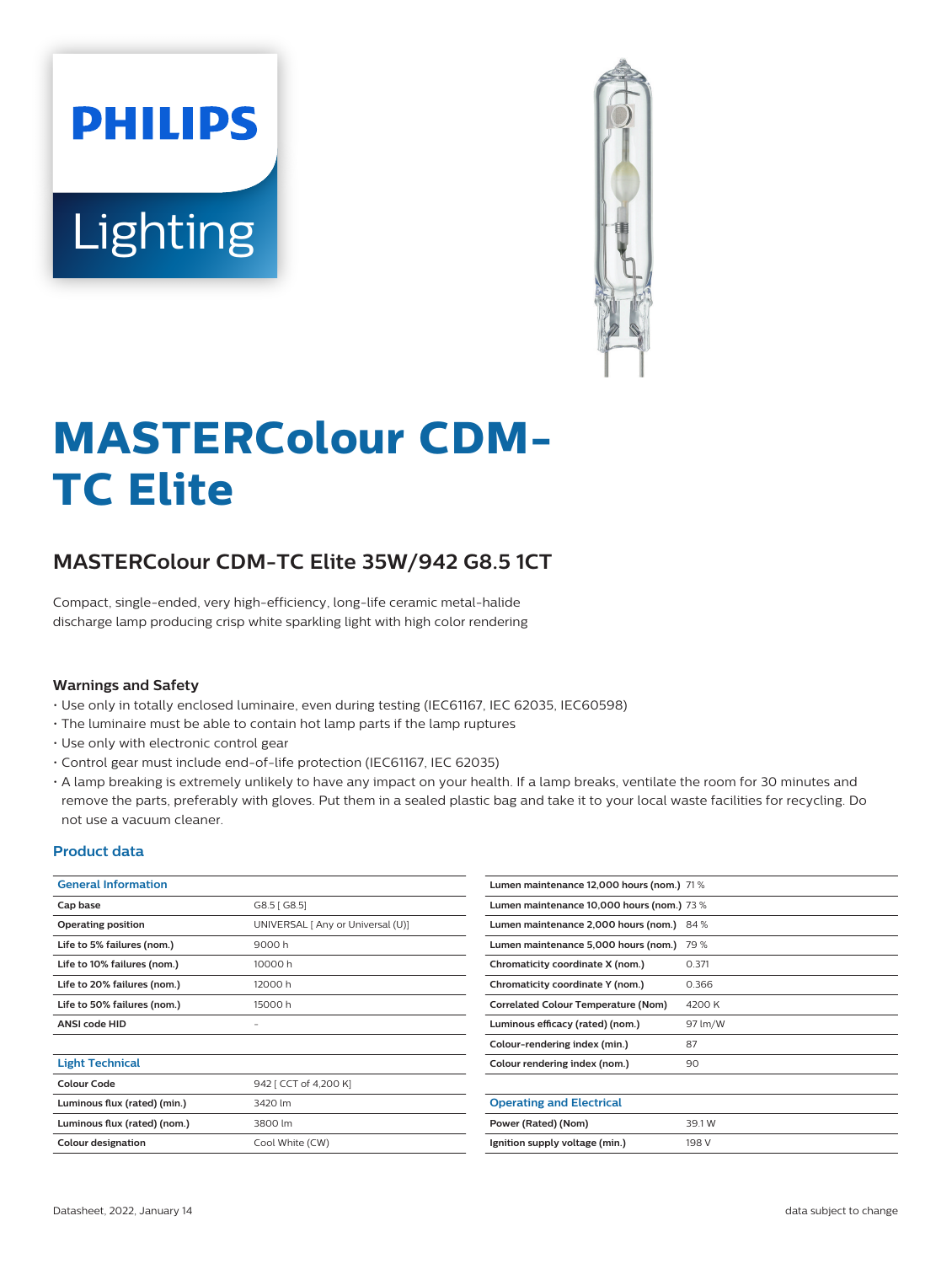# MASTERColour CDM-TC Elite

## MASTERColour CDM-TC Elite 35W/942 G8.5 1CT

Compact, single-ended, very high-efficiency, long-life ceramic metal-halide discharge lamp producing crisp white sparkling light with high color rendering

### Warnings and Safety

- Use only in totally enclosed luminaire, even during testing (IEC61167, IEC 62035, IEC60598)
- The luminaire must be able to contain hot lamp parts if the lamp ruptures
- Use only with electronic control gear
- Control gear must include end-of-life protection (IEC61167, IEC 62035)
- A lamp breaking is extremely unlikely to have any impact on your health. If a lamp breaks, ventilate the room for 30 minutes and remove the parts, preferably with gloves. Put them in a sealed plastic bag and take it to your local waste facilities for recycling. Do not use a vacuum cleaner.

### Product data

| General Information | |
|---|---|
| Cap base | G8.5 [ G8.5] |
| Operating position | UNIVERSAL [ Any or Universal (U)] |
| Life to 5% failures (nom.) | 9000 h |
| Life to 10% failures (nom.) | 10000 h |
| Life to 20% failures (nom.) | 12000 h |
| Life to 50% failures (nom.) | 15000 h |
| ANSI code HID | - |

| Light Technical | |
|---|---|
| Colour Code | 942 [ CCT of 4,200 K] |
| Luminous flux (rated) (min.) | 3420 lm |
| Luminous flux (rated) (nom.) | 3800 lm |
| Colour designation | Cool White (CW) |
| Lumen maintenance 12,000 hours (nom.) | 71 % |
| Lumen maintenance 10,000 hours (nom.) | 73 % |
| Lumen maintenance 2,000 hours (nom.) | 84 % |
| Lumen maintenance 5,000 hours (nom.) | 79 % |
| Chromaticity coordinate X (nom.) | 0.371 |
| Chromaticity coordinate Y (nom.) | 0.366 |
| Correlated Colour Temperature (Nom) | 4200 K |
| Luminous efficacy (rated) (nom.) | 97 lm/W |
| Colour-rendering index (min.) | 87 |
| Colour rendering index (nom.) | 90 |

| Operating and Electrical | |
|---|---|
| Power (Rated) (Nom) | 39.1 W |
| Ignition supply voltage (min.) | 198 V |

Datasheet, 2022, January 14

data subject to change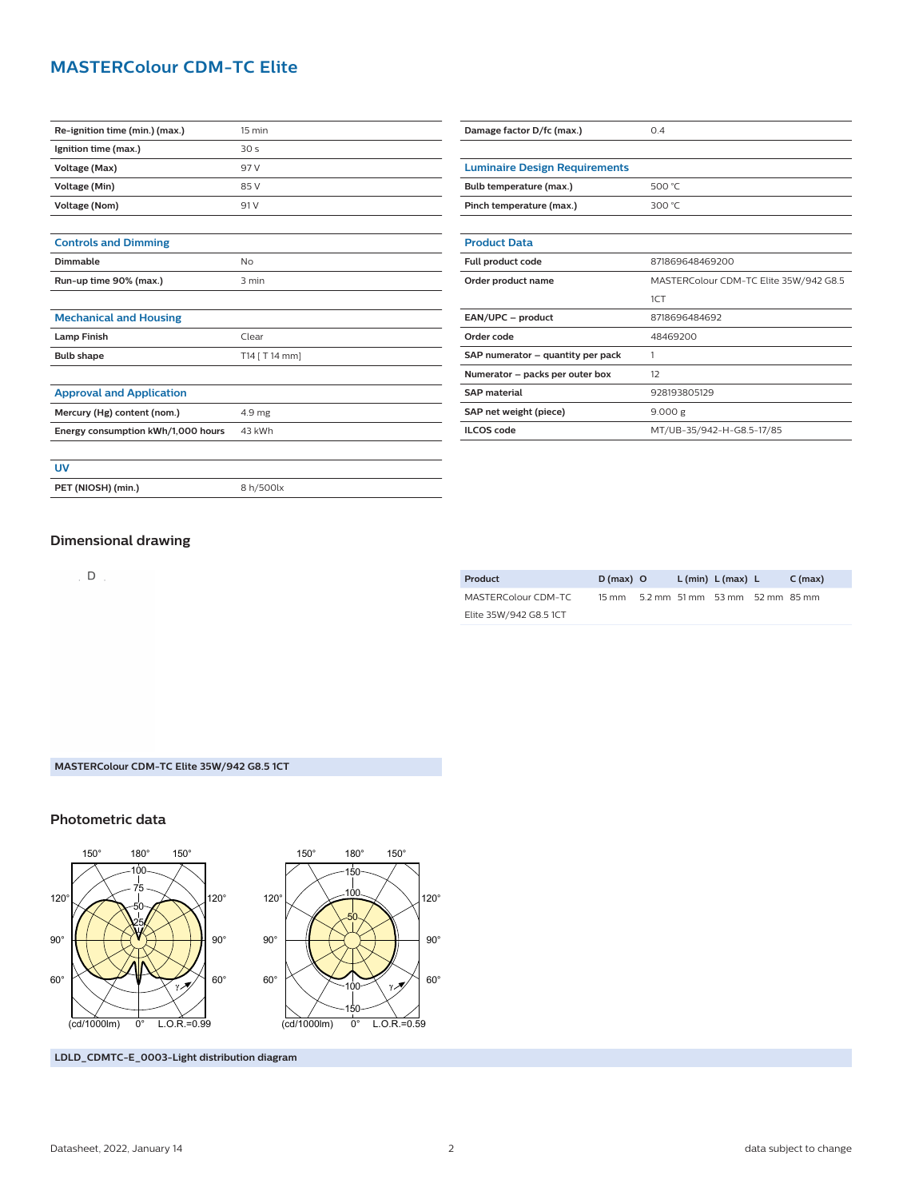## MASTERColour CDM-TC Elite

| | |
|---|---|
| **Re-ignition time (min.) (max.)** | 15 min |
| **Ignition time (max.)** | 30 s |
| **Voltage (Max)** | 97 V |
| **Voltage (Min)** | 85 V |
| **Voltage (Nom)** | 91 V |

### Controls and Dimming

| | |
|---|---|
| **Dimmable** | No |
| **Run-up time 90% (max.)** | 3 min |

### Mechanical and Housing

| | |
|---|---|
| **Lamp Finish** | Clear |
| **Bulb shape** | T14 [ T 14 mm] |

### Approval and Application

| | |
|---|---|
| **Mercury (Hg) content (nom.)** | 4.9 mg |
| **Energy consumption kWh/1,000 hours** | 43 kWh |

### UV

| | |
|---|---|
| **PET (NIOSH) (min.)** | 8 h/500lx |

| | |
|---|---|
| **Damage factor D/fc (max.)** | 0.4 |

### Luminaire Design Requirements

| | |
|---|---|
| **Bulb temperature (max.)** | 500 °C |
| **Pinch temperature (max.)** | 300 °C |

### Product Data

| | |
|---|---|
| **Full product code** | 871869648469200 |
| **Order product name** | MASTERColour CDM-TC Elite 35W/942 G8.5 1CT |
| **EAN/UPC – product** | 8718696484692 |
| **Order code** | 48469200 |
| **SAP numerator – quantity per pack** | 1 |
| **Numerator – packs per outer box** | 12 |
| **SAP material** | 928193805129 |
| **SAP net weight (piece)** | 9.000 g |
| **ILCOS code** | MT/UB-35/942-H-G8.5-17/85 |

## Dimensional drawing

| Product | D (max) | O | L (min) | L (max) | L | C (max) |
|---|---|---|---|---|---|---|
| MASTERColour CDM-TC Elite 35W/942 G8.5 1CT | 15 mm | 5.2 mm | 51 mm | 53 mm | 52 mm | 85 mm |

MASTERColour CDM-TC Elite 35W/942 G8.5 1CT

## Photometric data

LDLD_CDMTC-E_0003-Light distribution diagram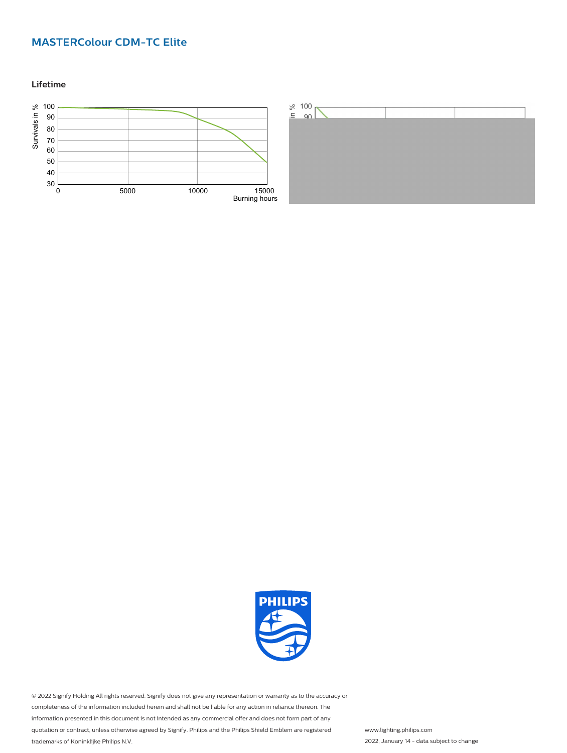## Lifetime

Survivals in %
100
90
80
70
60
50
40
30
0
5000
10000
15000
Burning hours

in %
100
90

© 2022 Signify Holding All rights reserved. Signify does not give any representation or warranty as to the accuracy or completeness of the information included herein and shall not be liable for any action in reliance thereon. The information presented in this document is not intended as any commercial offer and does not form part of any quotation or contract, unless otherwise agreed by Signify. Philips and the Philips Shield Emblem are registered trademarks of Koninklijke Philips N.V.

www.lighting.philips.com

2022, January 14 - data subject to change